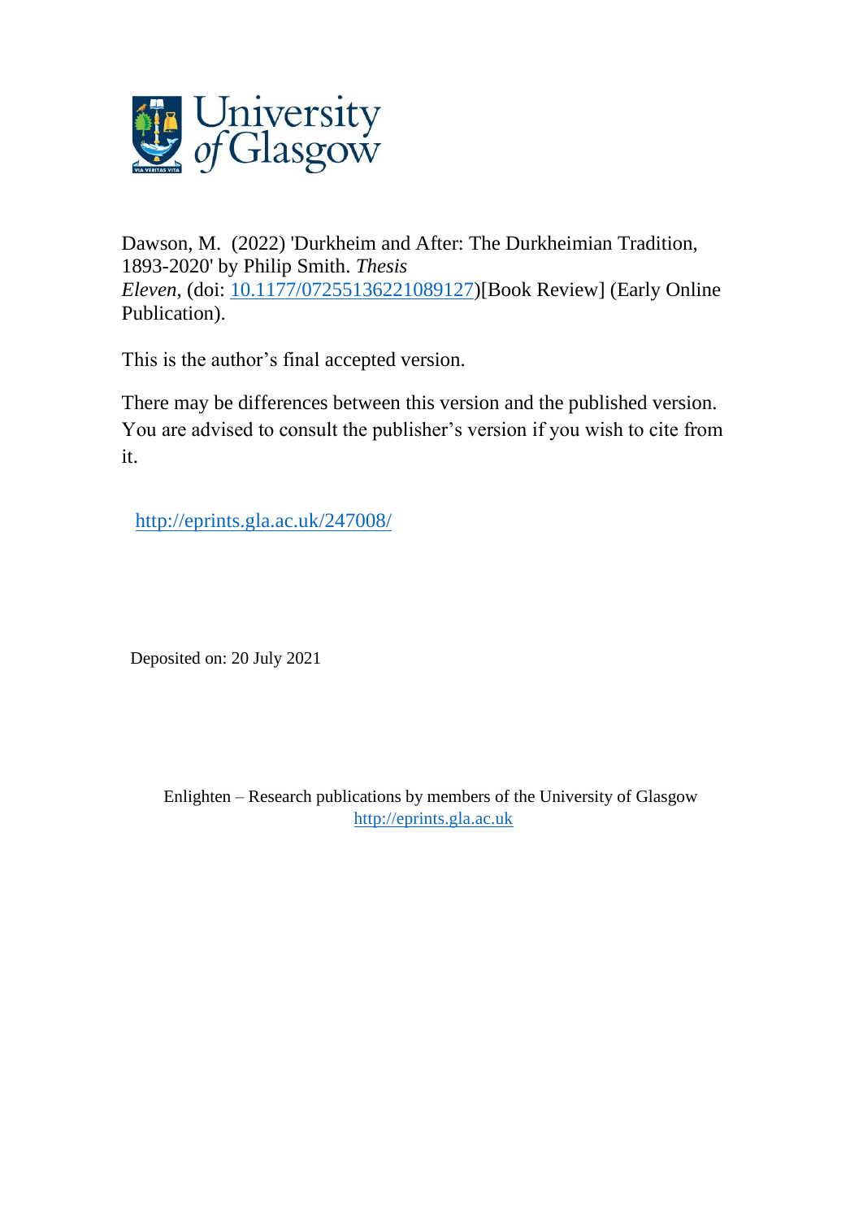Dawson, M. (2022) 'Durkheim and After: The Durkheimian Tradition, 1893-2020' by Philip Smith. *Thesis Eleven*, (doi: 10.1177/07255136221089127)[Book Review] (Early Online Publication).

This is the author's final accepted version.

There may be differences between this version and the published version. You are advised to consult the publisher's version if you wish to cite from it.

http://eprints.gla.ac.uk/247008/

Deposited on: 20 July 2021

Enlighten – Research publications by members of the University of Glasgow
http://eprints.gla.ac.uk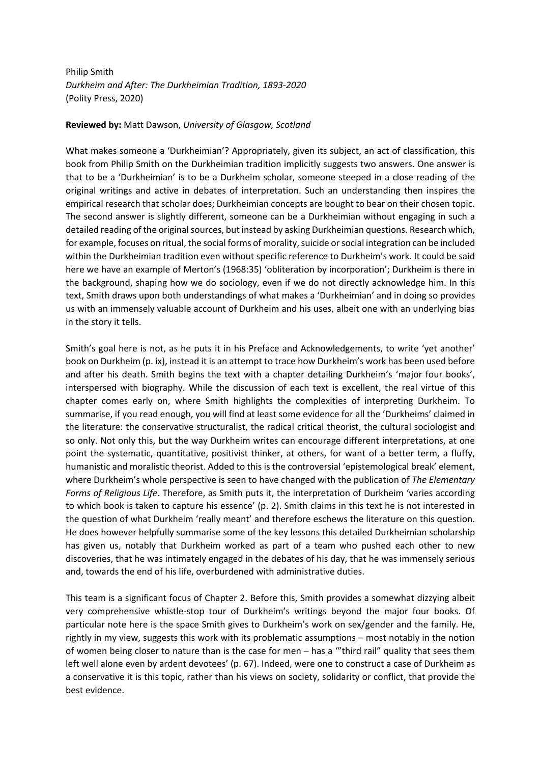Philip Smith
*Durkheim and After: The Durkheimian Tradition, 1893-2020*
(Polity Press, 2020)

**Reviewed by:** Matt Dawson, *University of Glasgow, Scotland*

What makes someone a 'Durkheimian'? Appropriately, given its subject, an act of classification, this book from Philip Smith on the Durkheimian tradition implicitly suggests two answers. One answer is that to be a 'Durkheimian' is to be a Durkheim scholar, someone steeped in a close reading of the original writings and active in debates of interpretation. Such an understanding then inspires the empirical research that scholar does; Durkheimian concepts are bought to bear on their chosen topic. The second answer is slightly different, someone can be a Durkheimian without engaging in such a detailed reading of the original sources, but instead by asking Durkheimian questions. Research which, for example, focuses on ritual, the social forms of morality, suicide or social integration can be included within the Durkheimian tradition even without specific reference to Durkheim's work. It could be said here we have an example of Merton's (1968:35) 'obliteration by incorporation'; Durkheim is there in the background, shaping how we do sociology, even if we do not directly acknowledge him. In this text, Smith draws upon both understandings of what makes a 'Durkheimian' and in doing so provides us with an immensely valuable account of Durkheim and his uses, albeit one with an underlying bias in the story it tells.

Smith's goal here is not, as he puts it in his Preface and Acknowledgements, to write 'yet another' book on Durkheim (p. ix), instead it is an attempt to trace how Durkheim's work has been used before and after his death. Smith begins the text with a chapter detailing Durkheim's 'major four books', interspersed with biography. While the discussion of each text is excellent, the real virtue of this chapter comes early on, where Smith highlights the complexities of interpreting Durkheim. To summarise, if you read enough, you will find at least some evidence for all the 'Durkheims' claimed in the literature: the conservative structuralist, the radical critical theorist, the cultural sociologist and so only. Not only this, but the way Durkheim writes can encourage different interpretations, at one point the systematic, quantitative, positivist thinker, at others, for want of a better term, a fluffy, humanistic and moralistic theorist. Added to this is the controversial 'epistemological break' element, where Durkheim's whole perspective is seen to have changed with the publication of *The Elementary Forms of Religious Life*. Therefore, as Smith puts it, the interpretation of Durkheim 'varies according to which book is taken to capture his essence' (p. 2). Smith claims in this text he is not interested in the question of what Durkheim 'really meant' and therefore eschews the literature on this question. He does however helpfully summarise some of the key lessons this detailed Durkheimian scholarship has given us, notably that Durkheim worked as part of a team who pushed each other to new discoveries, that he was intimately engaged in the debates of his day, that he was immensely serious and, towards the end of his life, overburdened with administrative duties.

This team is a significant focus of Chapter 2. Before this, Smith provides a somewhat dizzying albeit very comprehensive whistle-stop tour of Durkheim's writings beyond the major four books. Of particular note here is the space Smith gives to Durkheim's work on sex/gender and the family. He, rightly in my view, suggests this work with its problematic assumptions – most notably in the notion of women being closer to nature than is the case for men – has a '"third rail" quality that sees them left well alone even by ardent devotees' (p. 67). Indeed, were one to construct a case of Durkheim as a conservative it is this topic, rather than his views on society, solidarity or conflict, that provide the best evidence.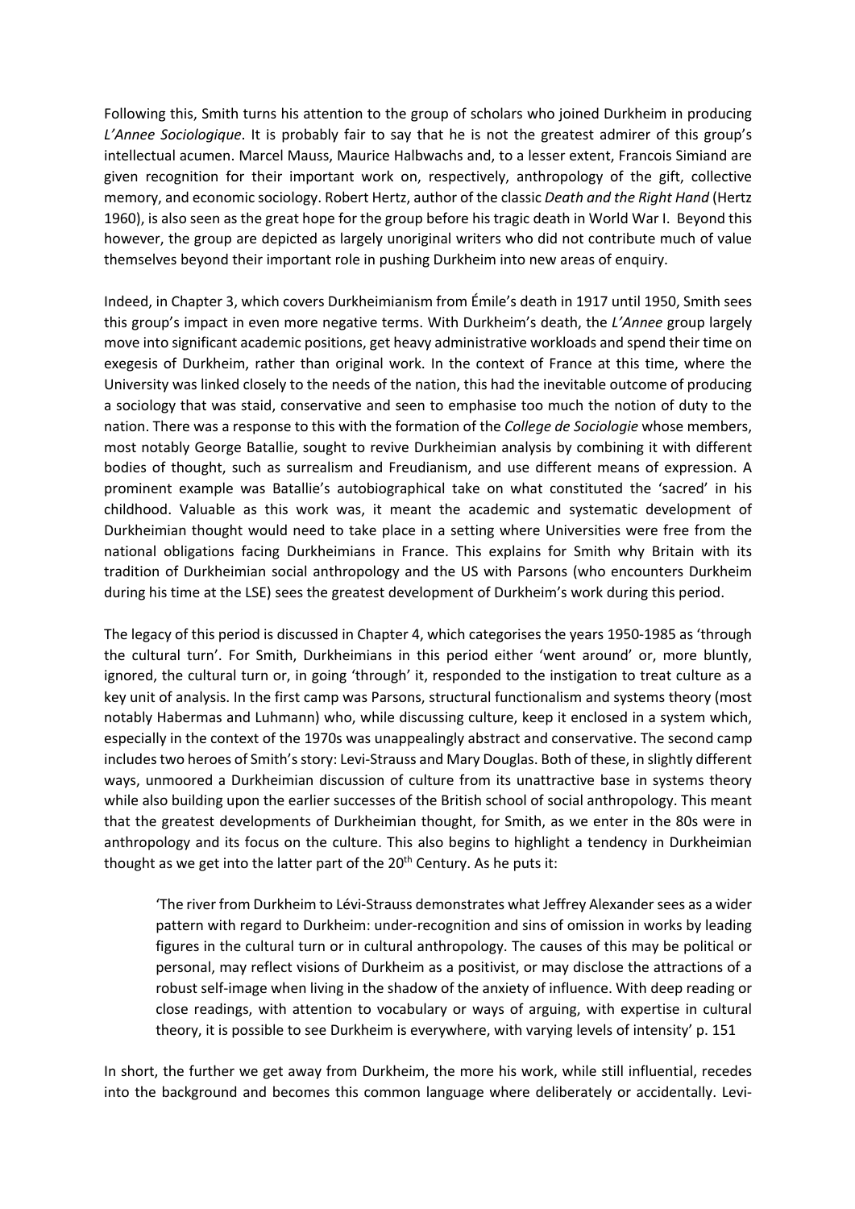Following this, Smith turns his attention to the group of scholars who joined Durkheim in producing *L'Annee Sociologique*. It is probably fair to say that he is not the greatest admirer of this group's intellectual acumen. Marcel Mauss, Maurice Halbwachs and, to a lesser extent, Francois Simiand are given recognition for their important work on, respectively, anthropology of the gift, collective memory, and economic sociology. Robert Hertz, author of the classic *Death and the Right Hand* (Hertz 1960), is also seen as the great hope for the group before his tragic death in World War I. Beyond this however, the group are depicted as largely unoriginal writers who did not contribute much of value themselves beyond their important role in pushing Durkheim into new areas of enquiry.

Indeed, in Chapter 3, which covers Durkheimianism from Émile's death in 1917 until 1950, Smith sees this group's impact in even more negative terms. With Durkheim's death, the *L'Annee* group largely move into significant academic positions, get heavy administrative workloads and spend their time on exegesis of Durkheim, rather than original work. In the context of France at this time, where the University was linked closely to the needs of the nation, this had the inevitable outcome of producing a sociology that was staid, conservative and seen to emphasise too much the notion of duty to the nation. There was a response to this with the formation of the *College de Sociologie* whose members, most notably George Batallie, sought to revive Durkheimian analysis by combining it with different bodies of thought, such as surrealism and Freudianism, and use different means of expression. A prominent example was Batallie's autobiographical take on what constituted the 'sacred' in his childhood. Valuable as this work was, it meant the academic and systematic development of Durkheimian thought would need to take place in a setting where Universities were free from the national obligations facing Durkheimians in France. This explains for Smith why Britain with its tradition of Durkheimian social anthropology and the US with Parsons (who encounters Durkheim during his time at the LSE) sees the greatest development of Durkheim's work during this period.

The legacy of this period is discussed in Chapter 4, which categorises the years 1950-1985 as 'through the cultural turn'. For Smith, Durkheimians in this period either 'went around' or, more bluntly, ignored, the cultural turn or, in going 'through' it, responded to the instigation to treat culture as a key unit of analysis. In the first camp was Parsons, structural functionalism and systems theory (most notably Habermas and Luhmann) who, while discussing culture, keep it enclosed in a system which, especially in the context of the 1970s was unappealingly abstract and conservative. The second camp includes two heroes of Smith's story: Levi-Strauss and Mary Douglas. Both of these, in slightly different ways, unmoored a Durkheimian discussion of culture from its unattractive base in systems theory while also building upon the earlier successes of the British school of social anthropology. This meant that the greatest developments of Durkheimian thought, for Smith, as we enter in the 80s were in anthropology and its focus on the culture. This also begins to highlight a tendency in Durkheimian thought as we get into the latter part of the 20th Century. As he puts it:

> 'The river from Durkheim to Lévi-Strauss demonstrates what Jeffrey Alexander sees as a wider pattern with regard to Durkheim: under-recognition and sins of omission in works by leading figures in the cultural turn or in cultural anthropology. The causes of this may be political or personal, may reflect visions of Durkheim as a positivist, or may disclose the attractions of a robust self-image when living in the shadow of the anxiety of influence. With deep reading or close readings, with attention to vocabulary or ways of arguing, with expertise in cultural theory, it is possible to see Durkheim is everywhere, with varying levels of intensity' p. 151

In short, the further we get away from Durkheim, the more his work, while still influential, recedes into the background and becomes this common language where deliberately or accidentally. Levi-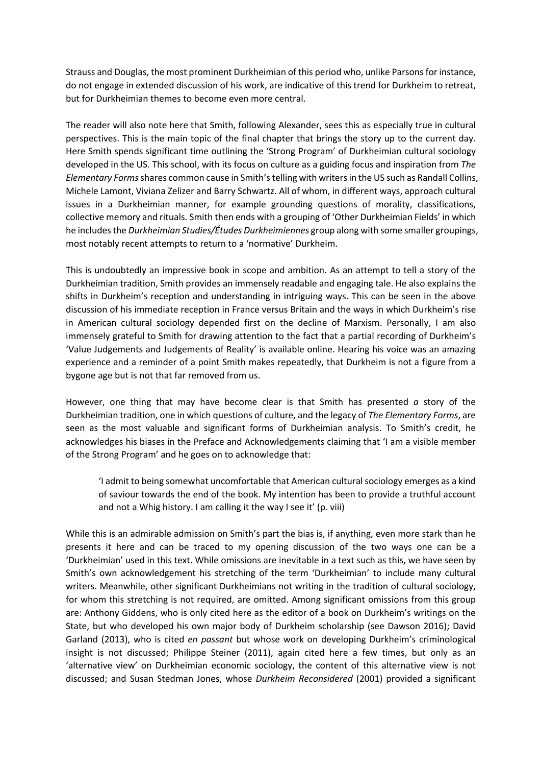Strauss and Douglas, the most prominent Durkheimian of this period who, unlike Parsons for instance, do not engage in extended discussion of his work, are indicative of this trend for Durkheim to retreat, but for Durkheimian themes to become even more central.

The reader will also note here that Smith, following Alexander, sees this as especially true in cultural perspectives. This is the main topic of the final chapter that brings the story up to the current day. Here Smith spends significant time outlining the 'Strong Program' of Durkheimian cultural sociology developed in the US. This school, with its focus on culture as a guiding focus and inspiration from *The Elementary Forms* shares common cause in Smith's telling with writers in the US such as Randall Collins, Michele Lamont, Viviana Zelizer and Barry Schwartz. All of whom, in different ways, approach cultural issues in a Durkheimian manner, for example grounding questions of morality, classifications, collective memory and rituals. Smith then ends with a grouping of 'Other Durkheimian Fields' in which he includes the *Durkheimian Studies/Études Durkheimiennes* group along with some smaller groupings, most notably recent attempts to return to a 'normative' Durkheim.

This is undoubtedly an impressive book in scope and ambition. As an attempt to tell a story of the Durkheimian tradition, Smith provides an immensely readable and engaging tale. He also explains the shifts in Durkheim's reception and understanding in intriguing ways. This can be seen in the above discussion of his immediate reception in France versus Britain and the ways in which Durkheim's rise in American cultural sociology depended first on the decline of Marxism. Personally, I am also immensely grateful to Smith for drawing attention to the fact that a partial recording of Durkheim's 'Value Judgements and Judgements of Reality' is available online. Hearing his voice was an amazing experience and a reminder of a point Smith makes repeatedly, that Durkheim is not a figure from a bygone age but is not that far removed from us.

However, one thing that may have become clear is that Smith has presented *a* story of the Durkheimian tradition, one in which questions of culture, and the legacy of *The Elementary Forms*, are seen as the most valuable and significant forms of Durkheimian analysis. To Smith's credit, he acknowledges his biases in the Preface and Acknowledgements claiming that 'I am a visible member of the Strong Program' and he goes on to acknowledge that:

> 'I admit to being somewhat uncomfortable that American cultural sociology emerges as a kind of saviour towards the end of the book. My intention has been to provide a truthful account and not a Whig history. I am calling it the way I see it' (p. viii)

While this is an admirable admission on Smith's part the bias is, if anything, even more stark than he presents it here and can be traced to my opening discussion of the two ways one can be a 'Durkheimian' used in this text. While omissions are inevitable in a text such as this, we have seen by Smith's own acknowledgement his stretching of the term 'Durkheimian' to include many cultural writers. Meanwhile, other significant Durkheimians not writing in the tradition of cultural sociology, for whom this stretching is not required, are omitted. Among significant omissions from this group are: Anthony Giddens, who is only cited here as the editor of a book on Durkheim's writings on the State, but who developed his own major body of Durkheim scholarship (see Dawson 2016); David Garland (2013), who is cited *en passant* but whose work on developing Durkheim's criminological insight is not discussed; Philippe Steiner (2011), again cited here a few times, but only as an 'alternative view' on Durkheimian economic sociology, the content of this alternative view is not discussed; and Susan Stedman Jones, whose *Durkheim Reconsidered* (2001) provided a significant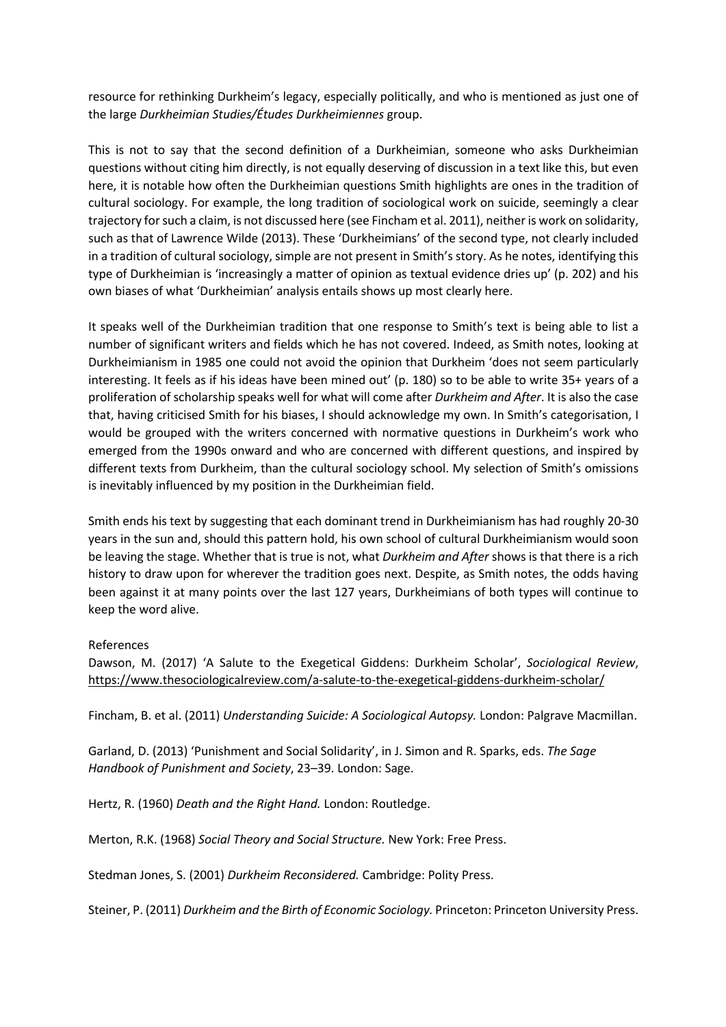resource for rethinking Durkheim's legacy, especially politically, and who is mentioned as just one of the large *Durkheimian Studies/Études Durkheimiennes* group.

This is not to say that the second definition of a Durkheimian, someone who asks Durkheimian questions without citing him directly, is not equally deserving of discussion in a text like this, but even here, it is notable how often the Durkheimian questions Smith highlights are ones in the tradition of cultural sociology. For example, the long tradition of sociological work on suicide, seemingly a clear trajectory for such a claim, is not discussed here (see Fincham et al. 2011), neither is work on solidarity, such as that of Lawrence Wilde (2013). These 'Durkheimians' of the second type, not clearly included in a tradition of cultural sociology, simple are not present in Smith's story. As he notes, identifying this type of Durkheimian is 'increasingly a matter of opinion as textual evidence dries up' (p. 202) and his own biases of what 'Durkheimian' analysis entails shows up most clearly here.

It speaks well of the Durkheimian tradition that one response to Smith's text is being able to list a number of significant writers and fields which he has not covered. Indeed, as Smith notes, looking at Durkheimianism in 1985 one could not avoid the opinion that Durkheim 'does not seem particularly interesting. It feels as if his ideas have been mined out' (p. 180) so to be able to write 35+ years of a proliferation of scholarship speaks well for what will come after *Durkheim and After*. It is also the case that, having criticised Smith for his biases, I should acknowledge my own. In Smith's categorisation, I would be grouped with the writers concerned with normative questions in Durkheim's work who emerged from the 1990s onward and who are concerned with different questions, and inspired by different texts from Durkheim, than the cultural sociology school. My selection of Smith's omissions is inevitably influenced by my position in the Durkheimian field.

Smith ends his text by suggesting that each dominant trend in Durkheimianism has had roughly 20-30 years in the sun and, should this pattern hold, his own school of cultural Durkheimianism would soon be leaving the stage. Whether that is true is not, what *Durkheim and After* shows is that there is a rich history to draw upon for wherever the tradition goes next. Despite, as Smith notes, the odds having been against it at many points over the last 127 years, Durkheimians of both types will continue to keep the word alive.

References

Dawson, M. (2017) 'A Salute to the Exegetical Giddens: Durkheim Scholar', *Sociological Review*, https://www.thesociologicalreview.com/a-salute-to-the-exegetical-giddens-durkheim-scholar/

Fincham, B. et al. (2011) *Understanding Suicide: A Sociological Autopsy.* London: Palgrave Macmillan.

Garland, D. (2013) 'Punishment and Social Solidarity', in J. Simon and R. Sparks, eds. *The Sage Handbook of Punishment and Society*, 23–39. London: Sage.

Hertz, R. (1960) *Death and the Right Hand.* London: Routledge.

Merton, R.K. (1968) *Social Theory and Social Structure.* New York: Free Press.

Stedman Jones, S. (2001) *Durkheim Reconsidered.* Cambridge: Polity Press.

Steiner, P. (2011) *Durkheim and the Birth of Economic Sociology.* Princeton: Princeton University Press.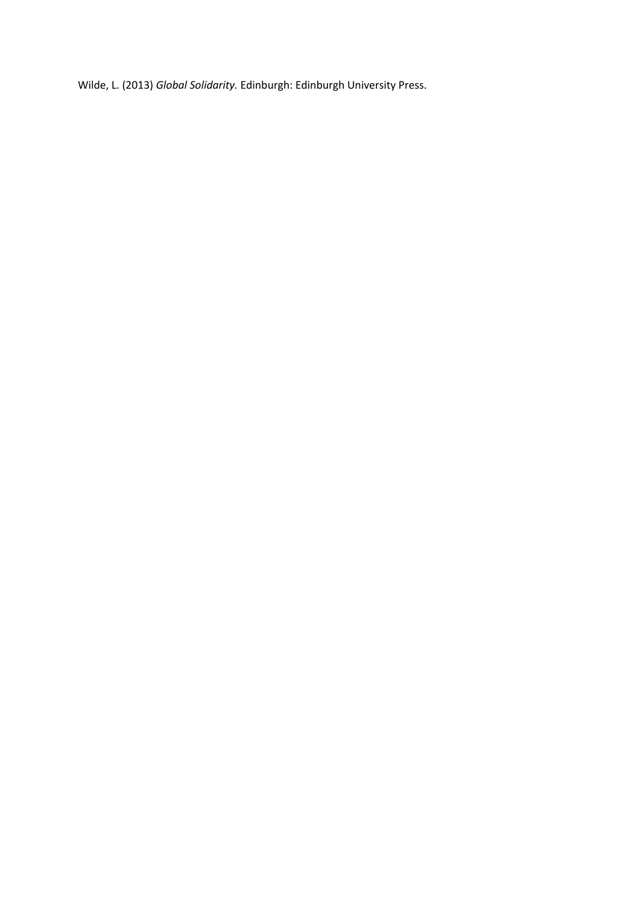Wilde, L. (2013) *Global Solidarity.* Edinburgh: Edinburgh University Press.